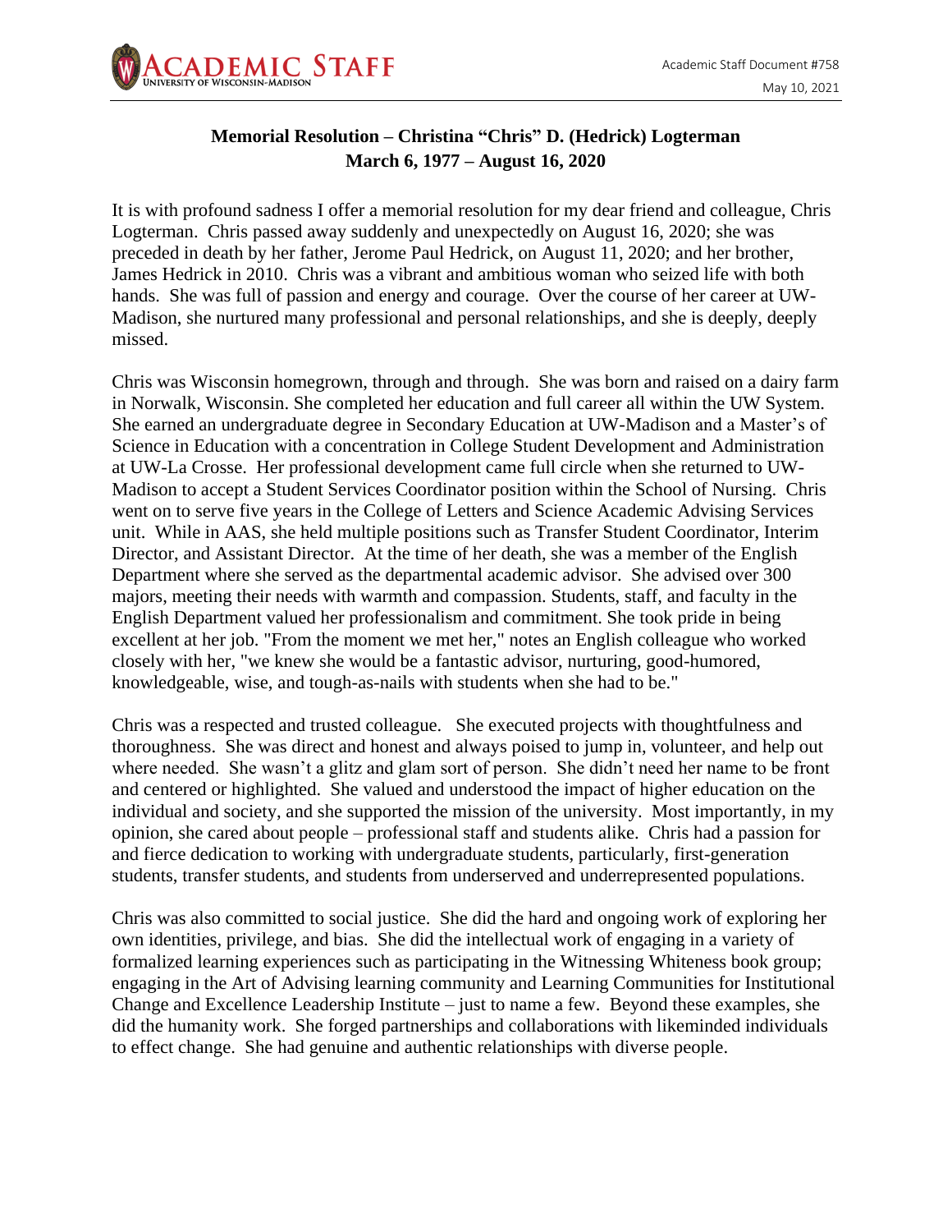Academic Staff Document #758

May 10, 2021

# Memorial Resolution – Christina "Chris" D. (Hedrick) Logterman
## March 6, 1977 – August 16, 2020

It is with profound sadness I offer a memorial resolution for my dear friend and colleague, Chris Logterman. Chris passed away suddenly and unexpectedly on August 16, 2020; she was preceded in death by her father, Jerome Paul Hedrick, on August 11, 2020; and her brother, James Hedrick in 2010. Chris was a vibrant and ambitious woman who seized life with both hands. She was full of passion and energy and courage. Over the course of her career at UW-Madison, she nurtured many professional and personal relationships, and she is deeply, deeply missed.

Chris was Wisconsin homegrown, through and through. She was born and raised on a dairy farm in Norwalk, Wisconsin. She completed her education and full career all within the UW System. She earned an undergraduate degree in Secondary Education at UW-Madison and a Master's of Science in Education with a concentration in College Student Development and Administration at UW-La Crosse. Her professional development came full circle when she returned to UW-Madison to accept a Student Services Coordinator position within the School of Nursing. Chris went on to serve five years in the College of Letters and Science Academic Advising Services unit. While in AAS, she held multiple positions such as Transfer Student Coordinator, Interim Director, and Assistant Director. At the time of her death, she was a member of the English Department where she served as the departmental academic advisor. She advised over 300 majors, meeting their needs with warmth and compassion. Students, staff, and faculty in the English Department valued her professionalism and commitment. She took pride in being excellent at her job. "From the moment we met her," notes an English colleague who worked closely with her, "we knew she would be a fantastic advisor, nurturing, good-humored, knowledgeable, wise, and tough-as-nails with students when she had to be."

Chris was a respected and trusted colleague. She executed projects with thoughtfulness and thoroughness. She was direct and honest and always poised to jump in, volunteer, and help out where needed. She wasn't a glitz and glam sort of person. She didn't need her name to be front and centered or highlighted. She valued and understood the impact of higher education on the individual and society, and she supported the mission of the university. Most importantly, in my opinion, she cared about people – professional staff and students alike. Chris had a passion for and fierce dedication to working with undergraduate students, particularly, first-generation students, transfer students, and students from underserved and underrepresented populations.

Chris was also committed to social justice. She did the hard and ongoing work of exploring her own identities, privilege, and bias. She did the intellectual work of engaging in a variety of formalized learning experiences such as participating in the Witnessing Whiteness book group; engaging in the Art of Advising learning community and Learning Communities for Institutional Change and Excellence Leadership Institute – just to name a few. Beyond these examples, she did the humanity work. She forged partnerships and collaborations with likeminded individuals to effect change. She had genuine and authentic relationships with diverse people.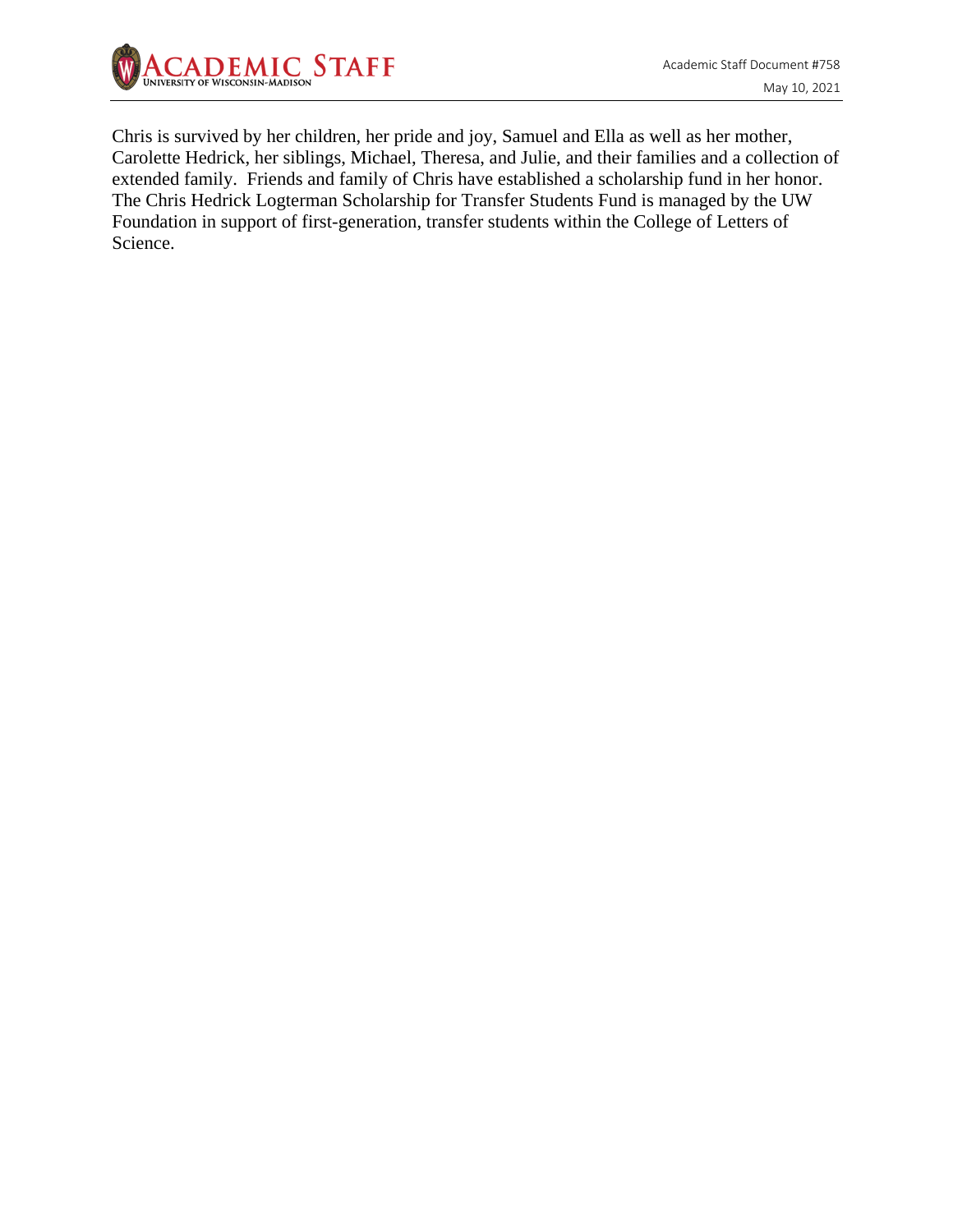Chris is survived by her children, her pride and joy, Samuel and Ella as well as her mother, Carolette Hedrick, her siblings, Michael, Theresa, and Julie, and their families and a collection of extended family. Friends and family of Chris have established a scholarship fund in her honor. The Chris Hedrick Logterman Scholarship for Transfer Students Fund is managed by the UW Foundation in support of first-generation, transfer students within the College of Letters of Science.